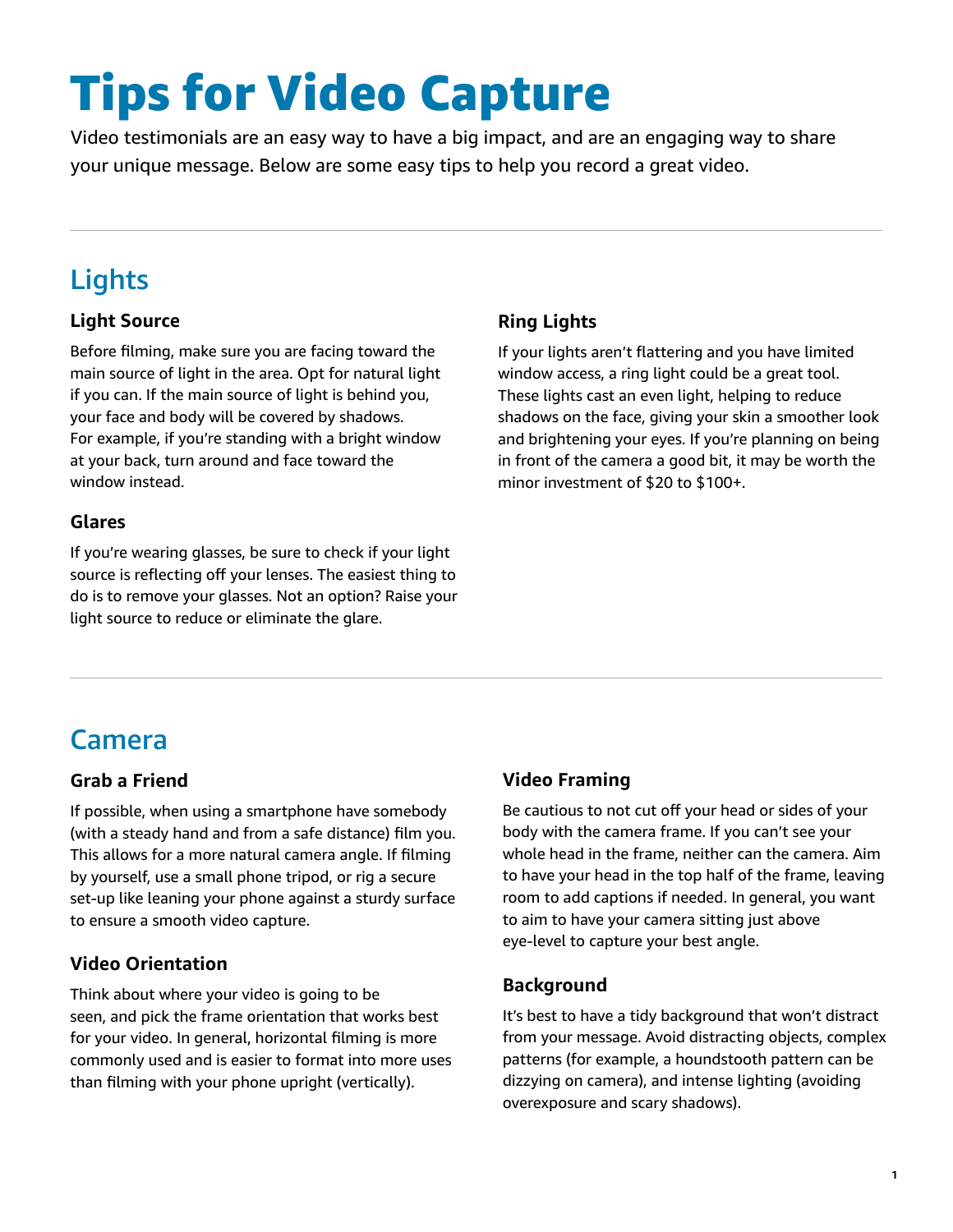# Tips for Video Capture

Video testimonials are an easy way to have a big impact, and are an engaging way to share your unique message. Below are some easy tips to help you record a great video.

## Lights

### Light Source

Before filming, make sure you are facing toward the main source of light in the area. Opt for natural light if you can. If the main source of light is behind you, your face and body will be covered by shadows. For example, if you're standing with a bright window at your back, turn around and face toward the window instead.

### Glares

If you're wearing glasses, be sure to check if your light source is reflecting off your lenses. The easiest thing to do is to remove your glasses. Not an option? Raise your light source to reduce or eliminate the glare.

### Ring Lights

If your lights aren't flattering and you have limited window access, a ring light could be a great tool. These lights cast an even light, helping to reduce shadows on the face, giving your skin a smoother look and brightening your eyes. If you're planning on being in front of the camera a good bit, it may be worth the minor investment of $20 to $100+.

## Camera

### Grab a Friend

If possible, when using a smartphone have somebody (with a steady hand and from a safe distance) film you. This allows for a more natural camera angle. If filming by yourself, use a small phone tripod, or rig a secure set-up like leaning your phone against a sturdy surface to ensure a smooth video capture.

### Video Orientation

Think about where your video is going to be seen, and pick the frame orientation that works best for your video. In general, horizontal filming is more commonly used and is easier to format into more uses than filming with your phone upright (vertically).

### Video Framing

Be cautious to not cut off your head or sides of your body with the camera frame. If you can't see your whole head in the frame, neither can the camera. Aim to have your head in the top half of the frame, leaving room to add captions if needed. In general, you want to aim to have your camera sitting just above eye-level to capture your best angle.

### Background

It's best to have a tidy background that won't distract from your message. Avoid distracting objects, complex patterns (for example, a houndstooth pattern can be dizzying on camera), and intense lighting (avoiding overexposure and scary shadows).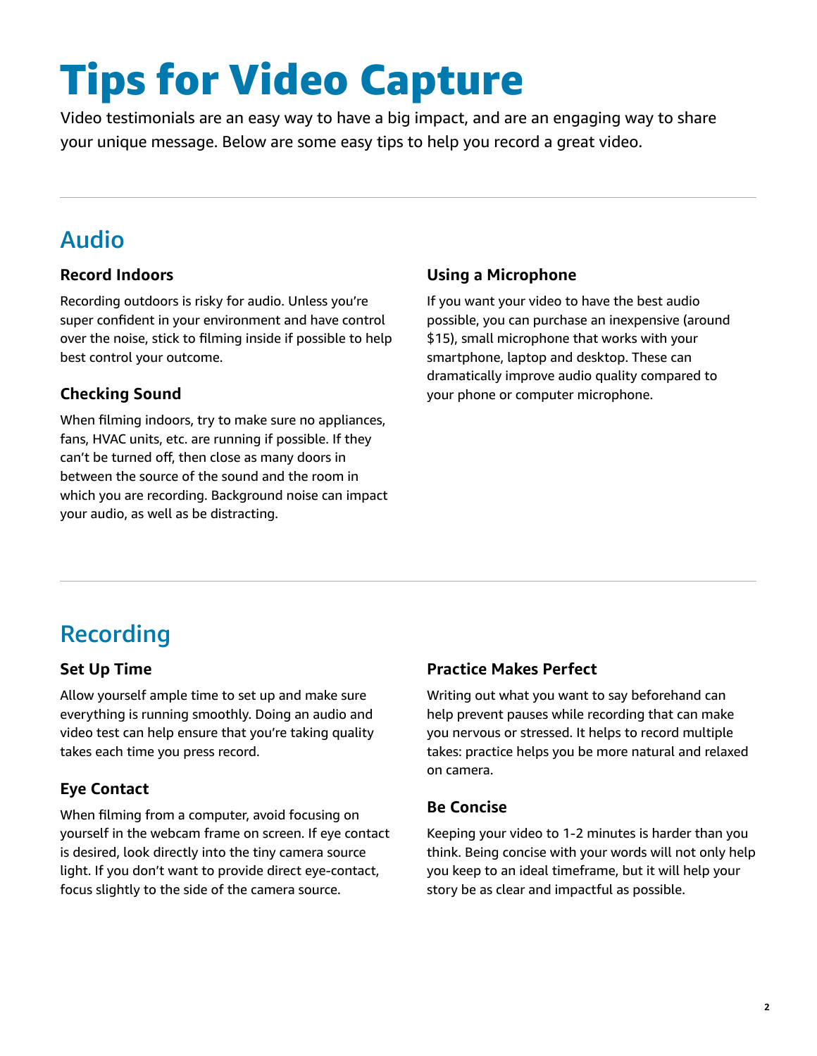# Tips for Video Capture

Video testimonials are an easy way to have a big impact, and are an engaging way to share your unique message. Below are some easy tips to help you record a great video.

## Audio

### Record Indoors

Recording outdoors is risky for audio. Unless you're super confident in your environment and have control over the noise, stick to filming inside if possible to help best control your outcome.

### Checking Sound

When filming indoors, try to make sure no appliances, fans, HVAC units, etc. are running if possible. If they can't be turned off, then close as many doors in between the source of the sound and the room in which you are recording. Background noise can impact your audio, as well as be distracting.

### Using a Microphone

If you want your video to have the best audio possible, you can purchase an inexpensive (around $15), small microphone that works with your smartphone, laptop and desktop. These can dramatically improve audio quality compared to your phone or computer microphone.

## Recording

### Set Up Time

Allow yourself ample time to set up and make sure everything is running smoothly. Doing an audio and video test can help ensure that you're taking quality takes each time you press record.

### Eye Contact

When filming from a computer, avoid focusing on yourself in the webcam frame on screen. If eye contact is desired, look directly into the tiny camera source light. If you don't want to provide direct eye-contact, focus slightly to the side of the camera source.

### Practice Makes Perfect

Writing out what you want to say beforehand can help prevent pauses while recording that can make you nervous or stressed. It helps to record multiple takes: practice helps you be more natural and relaxed on camera.

### Be Concise

Keeping your video to 1-2 minutes is harder than you think. Being concise with your words will not only help you keep to an ideal timeframe, but it will help your story be as clear and impactful as possible.